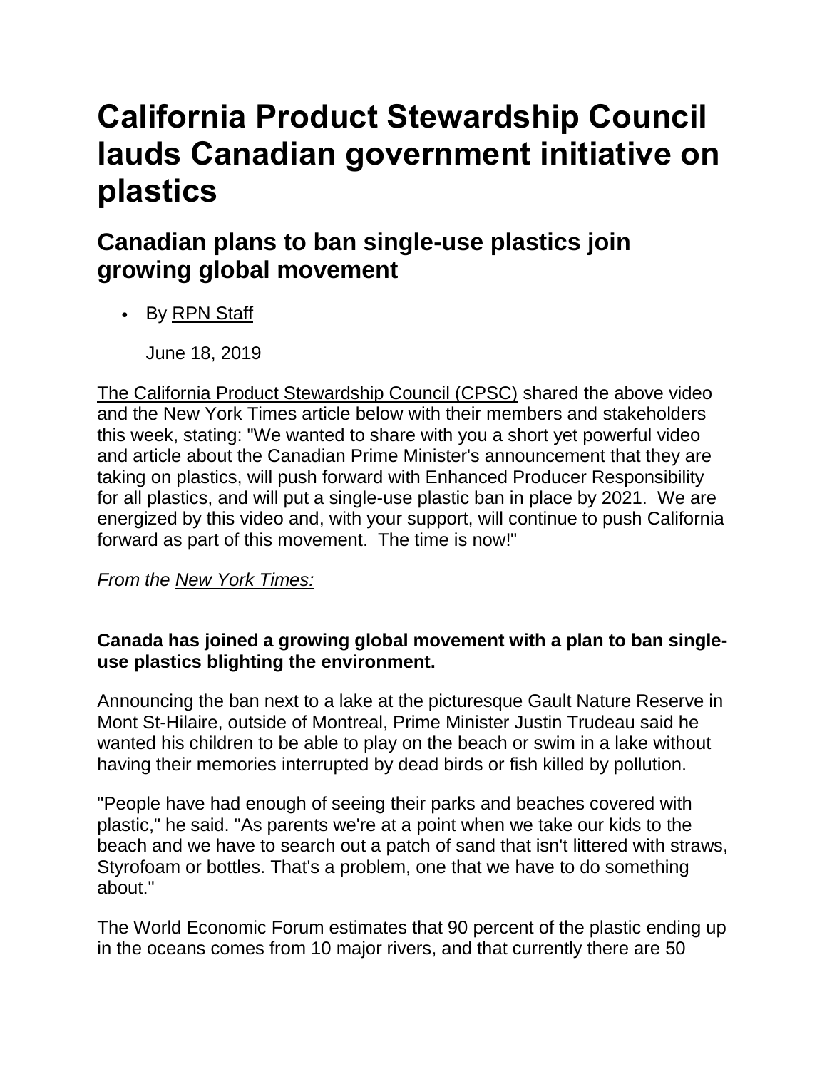# California Product Stewardship Council lauds Canadian government initiative on plastics

## Canadian plans to ban single-use plastics join growing global movement

- By RPN Staff

  June 18, 2019

The California Product Stewardship Council (CPSC) shared the above video and the New York Times article below with their members and stakeholders this week, stating: "We wanted to share with you a short yet powerful video and article about the Canadian Prime Minister's announcement that they are taking on plastics, will push forward with Enhanced Producer Responsibility for all plastics, and will put a single-use plastic ban in place by 2021. We are energized by this video and, with your support, will continue to push California forward as part of this movement. The time is now!"

*From the New York Times:*

**Canada has joined a growing global movement with a plan to ban single-use plastics blighting the environment.**

Announcing the ban next to a lake at the picturesque Gault Nature Reserve in Mont St-Hilaire, outside of Montreal, Prime Minister Justin Trudeau said he wanted his children to be able to play on the beach or swim in a lake without having their memories interrupted by dead birds or fish killed by pollution.

"People have had enough of seeing their parks and beaches covered with plastic," he said. "As parents we're at a point when we take our kids to the beach and we have to search out a patch of sand that isn't littered with straws, Styrofoam or bottles. That's a problem, one that we have to do something about."

The World Economic Forum estimates that 90 percent of the plastic ending up in the oceans comes from 10 major rivers, and that currently there are 50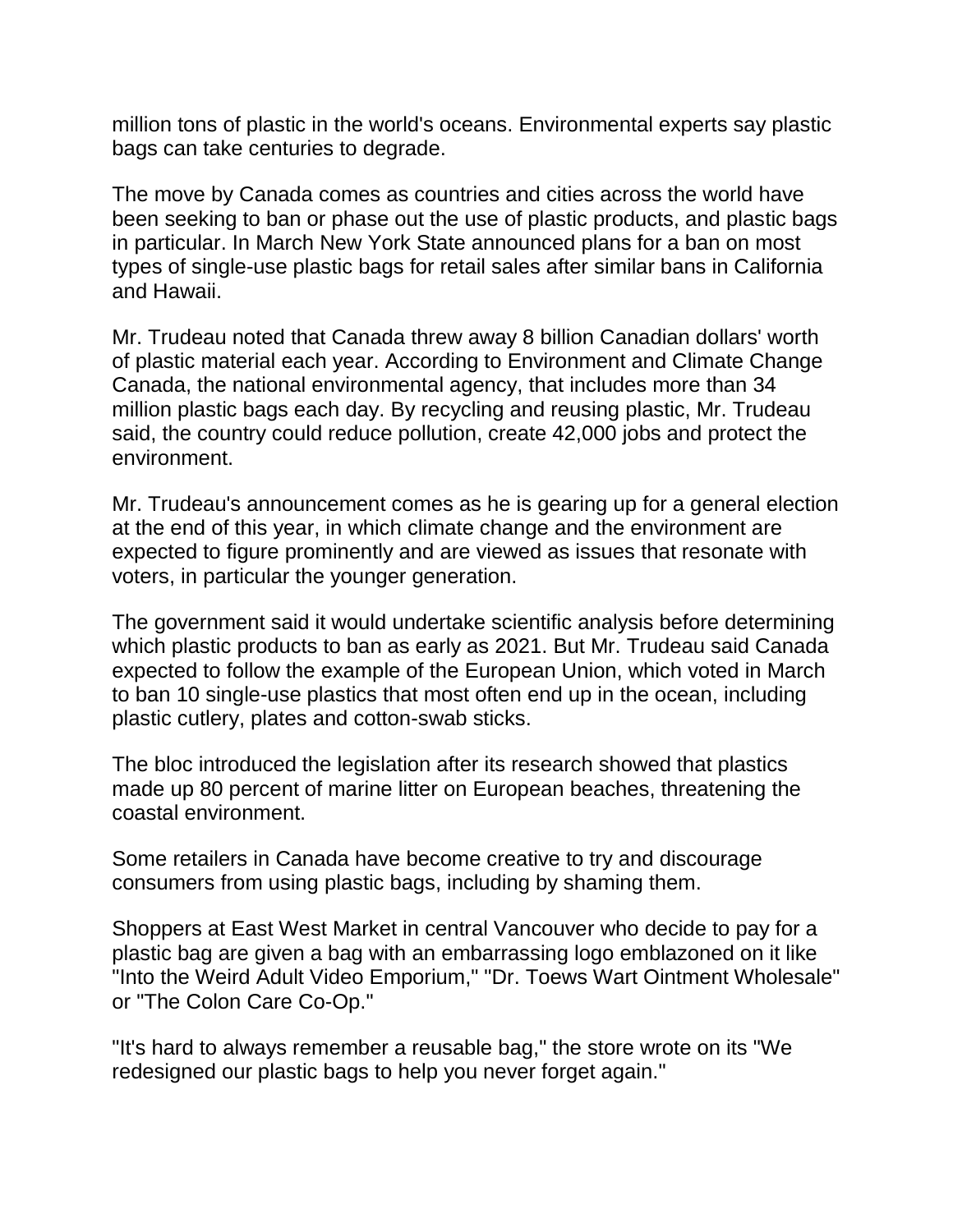million tons of plastic in the world's oceans. Environmental experts say plastic bags can take centuries to degrade.

The move by Canada comes as countries and cities across the world have been seeking to ban or phase out the use of plastic products, and plastic bags in particular. In March New York State announced plans for a ban on most types of single-use plastic bags for retail sales after similar bans in California and Hawaii.

Mr. Trudeau noted that Canada threw away 8 billion Canadian dollars' worth of plastic material each year. According to Environment and Climate Change Canada, the national environmental agency, that includes more than 34 million plastic bags each day. By recycling and reusing plastic, Mr. Trudeau said, the country could reduce pollution, create 42,000 jobs and protect the environment.

Mr. Trudeau's announcement comes as he is gearing up for a general election at the end of this year, in which climate change and the environment are expected to figure prominently and are viewed as issues that resonate with voters, in particular the younger generation.

The government said it would undertake scientific analysis before determining which plastic products to ban as early as 2021. But Mr. Trudeau said Canada expected to follow the example of the European Union, which voted in March to ban 10 single-use plastics that most often end up in the ocean, including plastic cutlery, plates and cotton-swab sticks.

The bloc introduced the legislation after its research showed that plastics made up 80 percent of marine litter on European beaches, threatening the coastal environment.

Some retailers in Canada have become creative to try and discourage consumers from using plastic bags, including by shaming them.

Shoppers at East West Market in central Vancouver who decide to pay for a plastic bag are given a bag with an embarrassing logo emblazoned on it like "Into the Weird Adult Video Emporium," "Dr. Toews Wart Ointment Wholesale" or "The Colon Care Co-Op."

"It's hard to always remember a reusable bag," the store wrote on its "We redesigned our plastic bags to help you never forget again."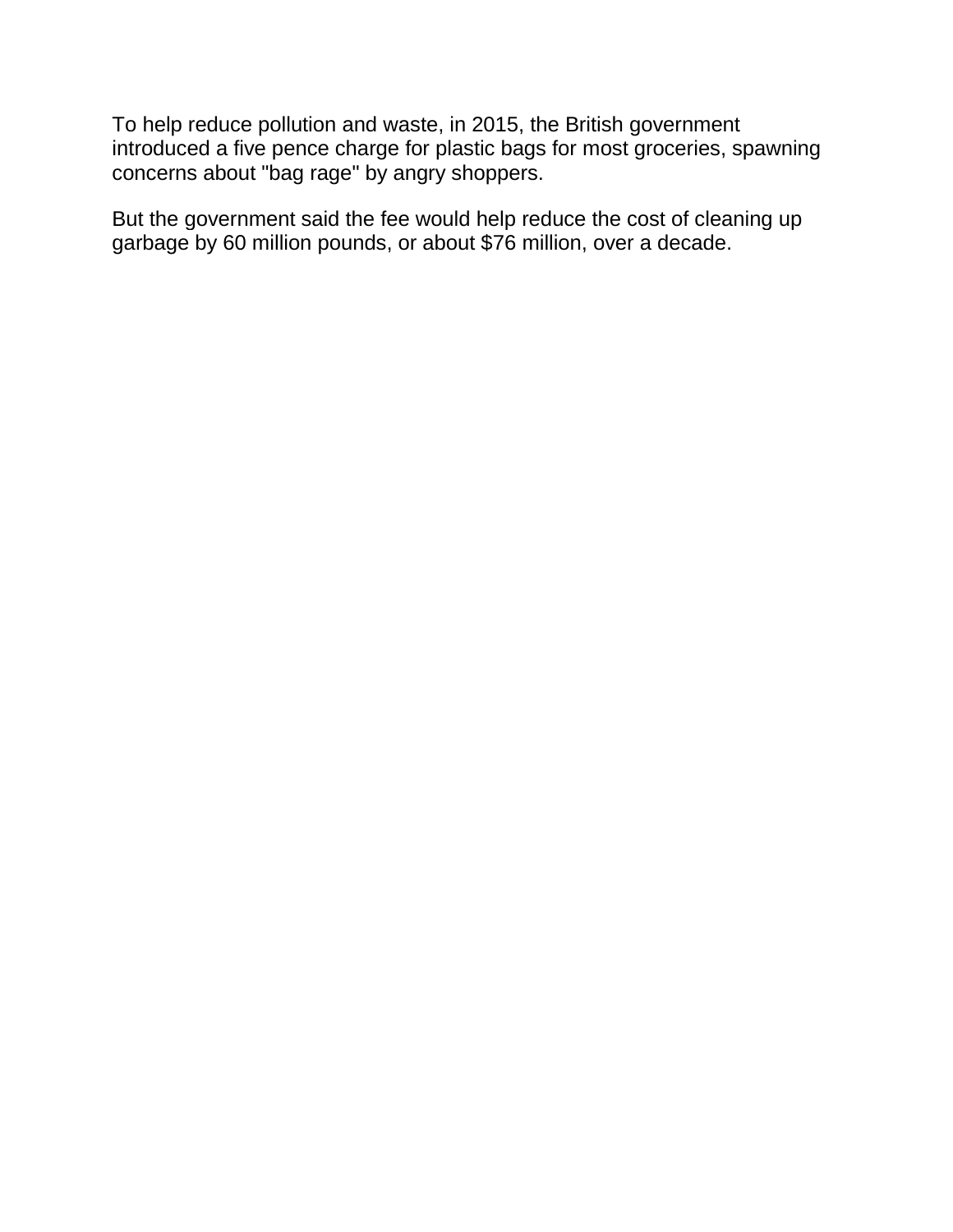To help reduce pollution and waste, in 2015, the British government introduced a five pence charge for plastic bags for most groceries, spawning concerns about "bag rage" by angry shoppers.

But the government said the fee would help reduce the cost of cleaning up garbage by 60 million pounds, or about $76 million, over a decade.